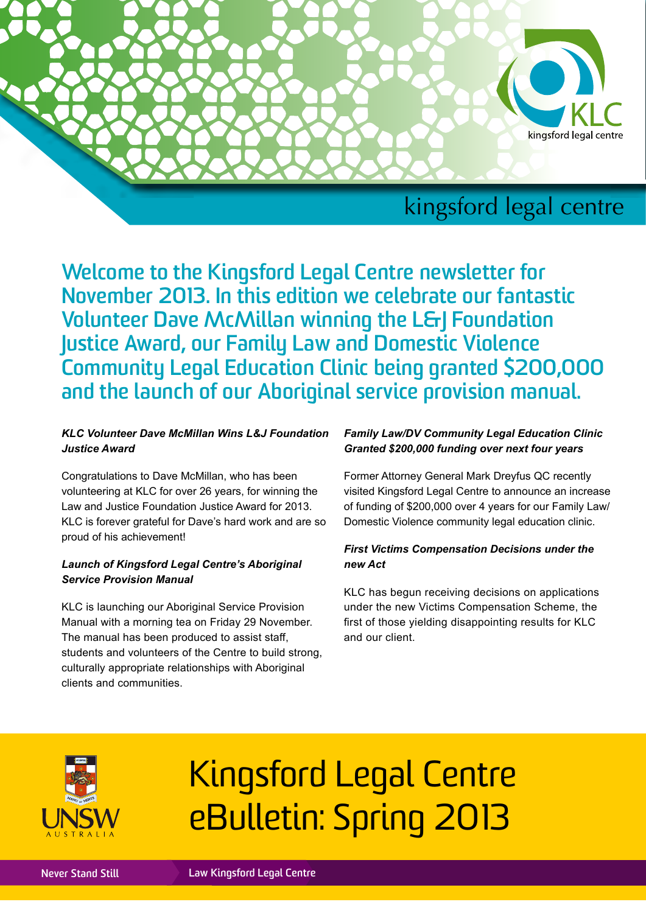kingsford legal centre

**Welcome to the Kingsford Legal Centre newsletter for November 2013. In this edition we celebrate our fantastic Volunteer Dave McMillan winning the L&J Foundation Justice Award, our Family Law and Domestic Violence Community Legal Education Clinic being granted $200,000 and the launch of our Aboriginal service provision manual.**

***KLC Volunteer Dave McMillan Wins L&J Foundation Justice Award***

Congratulations to Dave McMillan, who has been volunteering at KLC for over 26 years, for winning the Law and Justice Foundation Justice Award for 2013. KLC is forever grateful for Dave's hard work and are so proud of his achievement!

***Launch of Kingsford Legal Centre's Aboriginal Service Provision Manual***

KLC is launching our Aboriginal Service Provision Manual with a morning tea on Friday 29 November. The manual has been produced to assist staff, students and volunteers of the Centre to build strong, culturally appropriate relationships with Aboriginal clients and communities.

***Family Law/DV Community Legal Education Clinic Granted $200,000 funding over next four years***

Former Attorney General Mark Dreyfus QC recently visited Kingsford Legal Centre to announce an increase of funding of $200,000 over 4 years for our Family Law/ Domestic Violence community legal education clinic.

***First Victims Compensation Decisions under the new Act***

KLC has begun receiving decisions on applications under the new Victims Compensation Scheme, the first of those yielding disappointing results for KLC and our client.

# Kingsford Legal Centre eBulletin: Spring 2013

Never Stand Still

Law Kingsford Legal Centre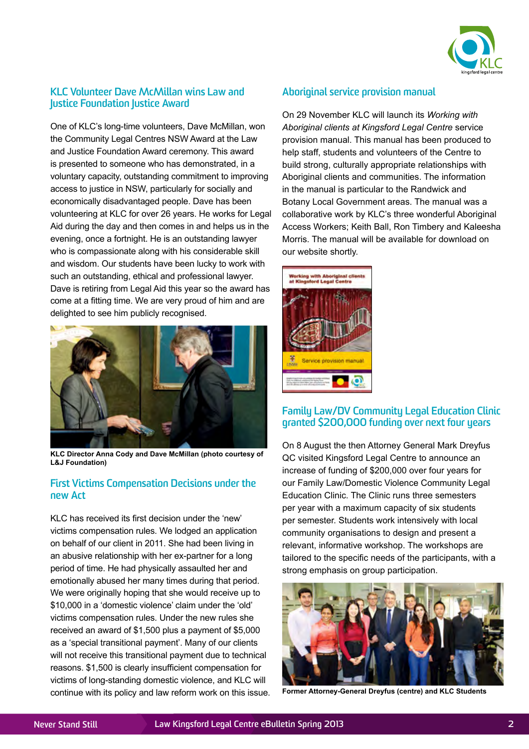## KLC Volunteer Dave McMillan wins Law and Justice Foundation Justice Award

One of KLC's long-time volunteers, Dave McMillan, won the Community Legal Centres NSW Award at the Law and Justice Foundation Award ceremony. This award is presented to someone who has demonstrated, in a voluntary capacity, outstanding commitment to improving access to justice in NSW, particularly for socially and economically disadvantaged people. Dave has been volunteering at KLC for over 26 years. He works for Legal Aid during the day and then comes in and helps us in the evening, once a fortnight. He is an outstanding lawyer who is compassionate along with his considerable skill and wisdom. Our students have been lucky to work with such an outstanding, ethical and professional lawyer. Dave is retiring from Legal Aid this year so the award has come at a fitting time. We are very proud of him and are delighted to see him publicly recognised.

**KLC Director Anna Cody and Dave McMillan (photo courtesy of L&J Foundation)**

## First Victims Compensation Decisions under the new Act

KLC has received its first decision under the 'new' victims compensation rules. We lodged an application on behalf of our client in 2011. She had been living in an abusive relationship with her ex-partner for a long period of time. He had physically assaulted her and emotionally abused her many times during that period. We were originally hoping that she would receive up to $10,000 in a 'domestic violence' claim under the 'old' victims compensation rules. Under the new rules she received an award of $1,500 plus a payment of $5,000 as a 'special transitional payment'. Many of our clients will not receive this transitional payment due to technical reasons. $1,500 is clearly insufficient compensation for victims of long-standing domestic violence, and KLC will continue with its policy and law reform work on this issue.

## Aboriginal service provision manual

On 29 November KLC will launch its *Working with Aboriginal clients at Kingsford Legal Centre* service provision manual. This manual has been produced to help staff, students and volunteers of the Centre to build strong, culturally appropriate relationships with Aboriginal clients and communities. The information in the manual is particular to the Randwick and Botany Local Government areas. The manual was a collaborative work by KLC's three wonderful Aboriginal Access Workers; Keith Ball, Ron Timbery and Kaleesha Morris. The manual will be available for download on our website shortly.

## Family Law/DV Community Legal Education Clinic granted $200,000 funding over next four years

On 8 August the then Attorney General Mark Dreyfus QC visited Kingsford Legal Centre to announce an increase of funding of $200,000 over four years for our Family Law/Domestic Violence Community Legal Education Clinic. The Clinic runs three semesters per year with a maximum capacity of six students per semester. Students work intensively with local community organisations to design and present a relevant, informative workshop. The workshops are tailored to the specific needs of the participants, with a strong emphasis on group participation.

**Former Attorney-General Dreyfus (centre) and KLC Students**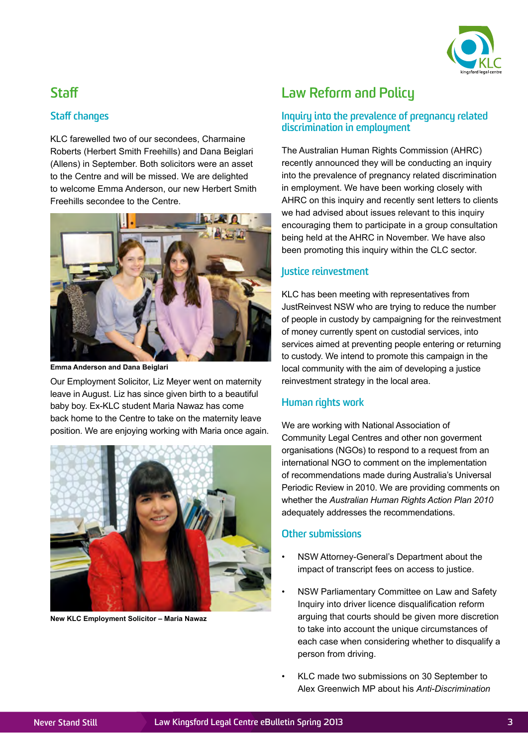## Staff

### Staff changes

KLC farewelled two of our secondees, Charmaine Roberts (Herbert Smith Freehills) and Dana Beiglari (Allens) in September. Both solicitors were an asset to the Centre and will be missed. We are delighted to welcome Emma Anderson, our new Herbert Smith Freehills secondee to the Centre.

**Emma Anderson and Dana Beiglari**

Our Employment Solicitor, Liz Meyer went on maternity leave in August. Liz has since given birth to a beautiful baby boy. Ex-KLC student Maria Nawaz has come back home to the Centre to take on the maternity leave position. We are enjoying working with Maria once again.

**New KLC Employment Solicitor – Maria Nawaz**

## Law Reform and Policy

### Inquiry into the prevalence of pregnancy related discrimination in employment

The Australian Human Rights Commission (AHRC) recently announced they will be conducting an inquiry into the prevalence of pregnancy related discrimination in employment. We have been working closely with AHRC on this inquiry and recently sent letters to clients we had advised about issues relevant to this inquiry encouraging them to participate in a group consultation being held at the AHRC in November. We have also been promoting this inquiry within the CLC sector.

### Justice reinvestment

KLC has been meeting with representatives from JustReinvest NSW who are trying to reduce the number of people in custody by campaigning for the reinvestment of money currently spent on custodial services, into services aimed at preventing people entering or returning to custody. We intend to promote this campaign in the local community with the aim of developing a justice reinvestment strategy in the local area.

### Human rights work

We are working with National Association of Community Legal Centres and other non goverment organisations (NGOs) to respond to a request from an international NGO to comment on the implementation of recommendations made during Australia's Universal Periodic Review in 2010. We are providing comments on whether the *Australian Human Rights Action Plan 2010* adequately addresses the recommendations.

### Other submissions

- NSW Attorney-General's Department about the impact of transcript fees on access to justice.
- NSW Parliamentary Committee on Law and Safety Inquiry into driver licence disqualification reform arguing that courts should be given more discretion to take into account the unique circumstances of each case when considering whether to disqualify a person from driving.
- KLC made two submissions on 30 September to Alex Greenwich MP about his *Anti-Discrimination*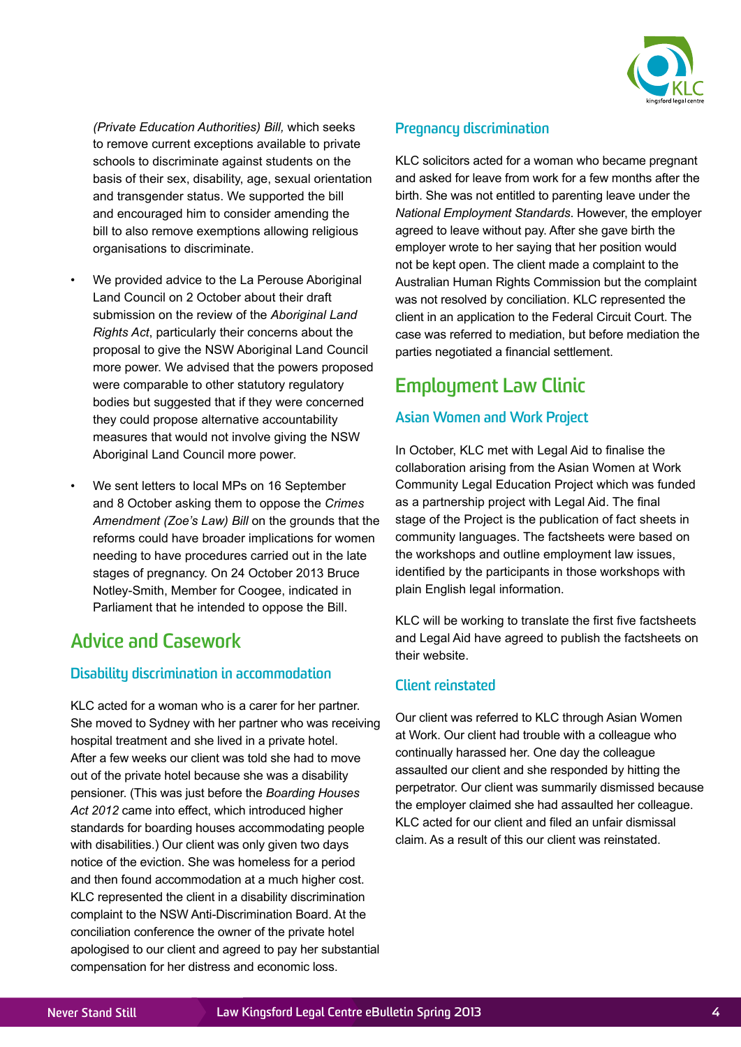*(Private Education Authorities) Bill,* which seeks to remove current exceptions available to private schools to discriminate against students on the basis of their sex, disability, age, sexual orientation and transgender status. We supported the bill and encouraged him to consider amending the bill to also remove exemptions allowing religious organisations to discriminate.

- We provided advice to the La Perouse Aboriginal Land Council on 2 October about their draft submission on the review of the *Aboriginal Land Rights Act*, particularly their concerns about the proposal to give the NSW Aboriginal Land Council more power. We advised that the powers proposed were comparable to other statutory regulatory bodies but suggested that if they were concerned they could propose alternative accountability measures that would not involve giving the NSW Aboriginal Land Council more power.
- We sent letters to local MPs on 16 September and 8 October asking them to oppose the *Crimes Amendment (Zoe's Law) Bill* on the grounds that the reforms could have broader implications for women needing to have procedures carried out in the late stages of pregnancy. On 24 October 2013 Bruce Notley-Smith, Member for Coogee, indicated in Parliament that he intended to oppose the Bill.

## Advice and Casework

### Disability discrimination in accommodation

KLC acted for a woman who is a carer for her partner. She moved to Sydney with her partner who was receiving hospital treatment and she lived in a private hotel. After a few weeks our client was told she had to move out of the private hotel because she was a disability pensioner. (This was just before the *Boarding Houses Act 2012* came into effect, which introduced higher standards for boarding houses accommodating people with disabilities.) Our client was only given two days notice of the eviction. She was homeless for a period and then found accommodation at a much higher cost. KLC represented the client in a disability discrimination complaint to the NSW Anti-Discrimination Board. At the conciliation conference the owner of the private hotel apologised to our client and agreed to pay her substantial compensation for her distress and economic loss.

### Pregnancy discrimination

KLC solicitors acted for a woman who became pregnant and asked for leave from work for a few months after the birth. She was not entitled to parenting leave under the *National Employment Standards*. However, the employer agreed to leave without pay. After she gave birth the employer wrote to her saying that her position would not be kept open. The client made a complaint to the Australian Human Rights Commission but the complaint was not resolved by conciliation. KLC represented the client in an application to the Federal Circuit Court. The case was referred to mediation, but before mediation the parties negotiated a financial settlement.

## Employment Law Clinic

### Asian Women and Work Project

In October, KLC met with Legal Aid to finalise the collaboration arising from the Asian Women at Work Community Legal Education Project which was funded as a partnership project with Legal Aid. The final stage of the Project is the publication of fact sheets in community languages. The factsheets were based on the workshops and outline employment law issues, identified by the participants in those workshops with plain English legal information.

KLC will be working to translate the first five factsheets and Legal Aid have agreed to publish the factsheets on their website.

### Client reinstated

Our client was referred to KLC through Asian Women at Work. Our client had trouble with a colleague who continually harassed her. One day the colleague assaulted our client and she responded by hitting the perpetrator. Our client was summarily dismissed because the employer claimed she had assaulted her colleague. KLC acted for our client and filed an unfair dismissal claim. As a result of this our client was reinstated.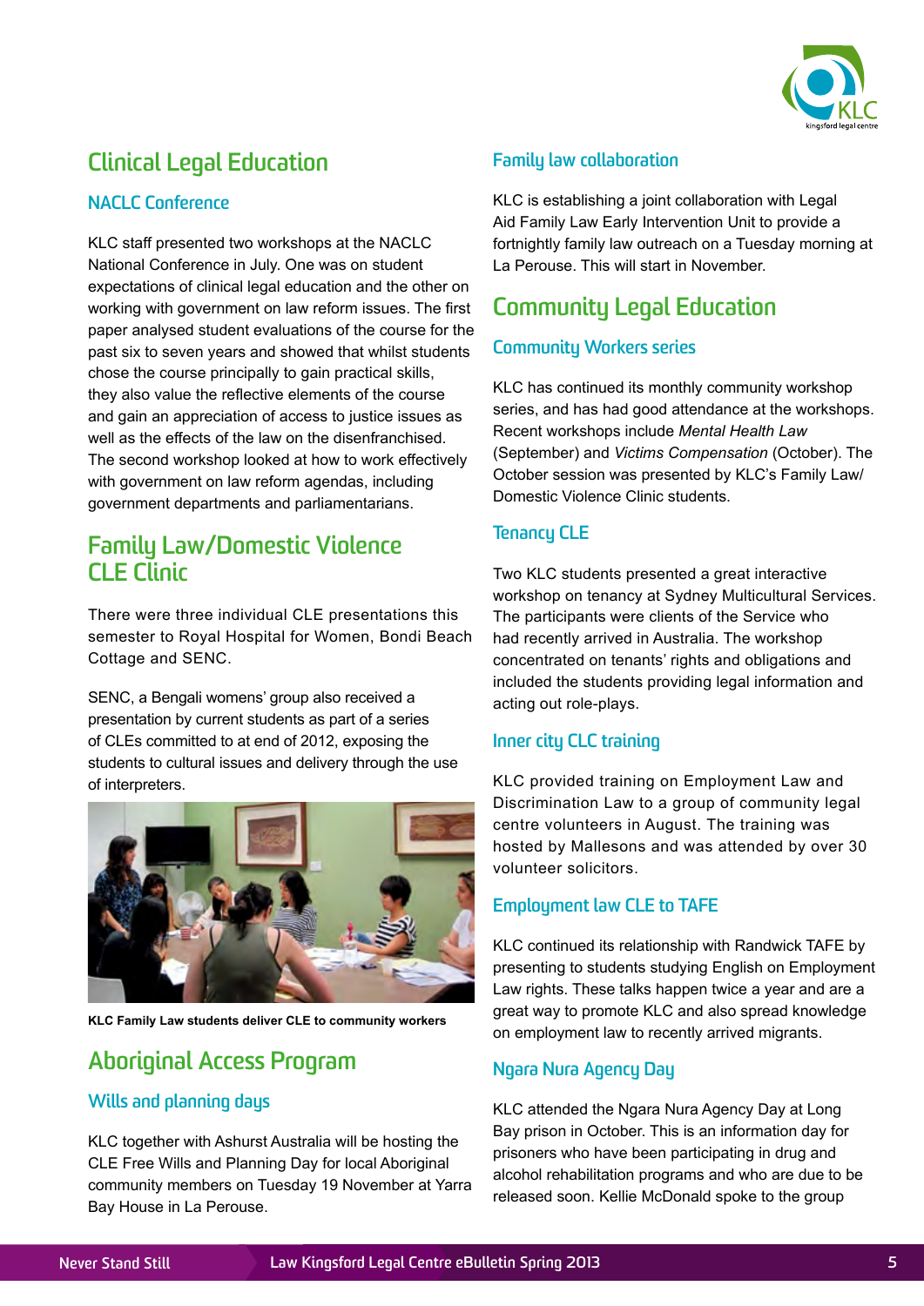# Clinical Legal Education

## NACLC Conference

KLC staff presented two workshops at the NACLC National Conference in July. One was on student expectations of clinical legal education and the other on working with government on law reform issues. The first paper analysed student evaluations of the course for the past six to seven years and showed that whilst students chose the course principally to gain practical skills, they also value the reflective elements of the course and gain an appreciation of access to justice issues as well as the effects of the law on the disenfranchised. The second workshop looked at how to work effectively with government on law reform agendas, including government departments and parliamentarians.

# Family Law/Domestic Violence CLE Clinic

There were three individual CLE presentations this semester to Royal Hospital for Women, Bondi Beach Cottage and SENC.

SENC, a Bengali womens' group also received a presentation by current students as part of a series of CLEs committed to at end of 2012, exposing the students to cultural issues and delivery through the use of interpreters.

**KLC Family Law students deliver CLE to community workers**

# Aboriginal Access Program

## Wills and planning days

KLC together with Ashurst Australia will be hosting the CLE Free Wills and Planning Day for local Aboriginal community members on Tuesday 19 November at Yarra Bay House in La Perouse.

## Family law collaboration

KLC is establishing a joint collaboration with Legal Aid Family Law Early Intervention Unit to provide a fortnightly family law outreach on a Tuesday morning at La Perouse. This will start in November.

# Community Legal Education

## Community Workers series

KLC has continued its monthly community workshop series, and has had good attendance at the workshops. Recent workshops include *Mental Health Law* (September) and *Victims Compensation* (October). The October session was presented by KLC's Family Law/ Domestic Violence Clinic students.

## Tenancy CLE

Two KLC students presented a great interactive workshop on tenancy at Sydney Multicultural Services. The participants were clients of the Service who had recently arrived in Australia. The workshop concentrated on tenants' rights and obligations and included the students providing legal information and acting out role-plays.

## Inner city CLC training

KLC provided training on Employment Law and Discrimination Law to a group of community legal centre volunteers in August. The training was hosted by Mallesons and was attended by over 30 volunteer solicitors.

## Employment law CLE to TAFE

KLC continued its relationship with Randwick TAFE by presenting to students studying English on Employment Law rights. These talks happen twice a year and are a great way to promote KLC and also spread knowledge on employment law to recently arrived migrants.

## Ngara Nura Agency Day

KLC attended the Ngara Nura Agency Day at Long Bay prison in October. This is an information day for prisoners who have been participating in drug and alcohol rehabilitation programs and who are due to be released soon. Kellie McDonald spoke to the group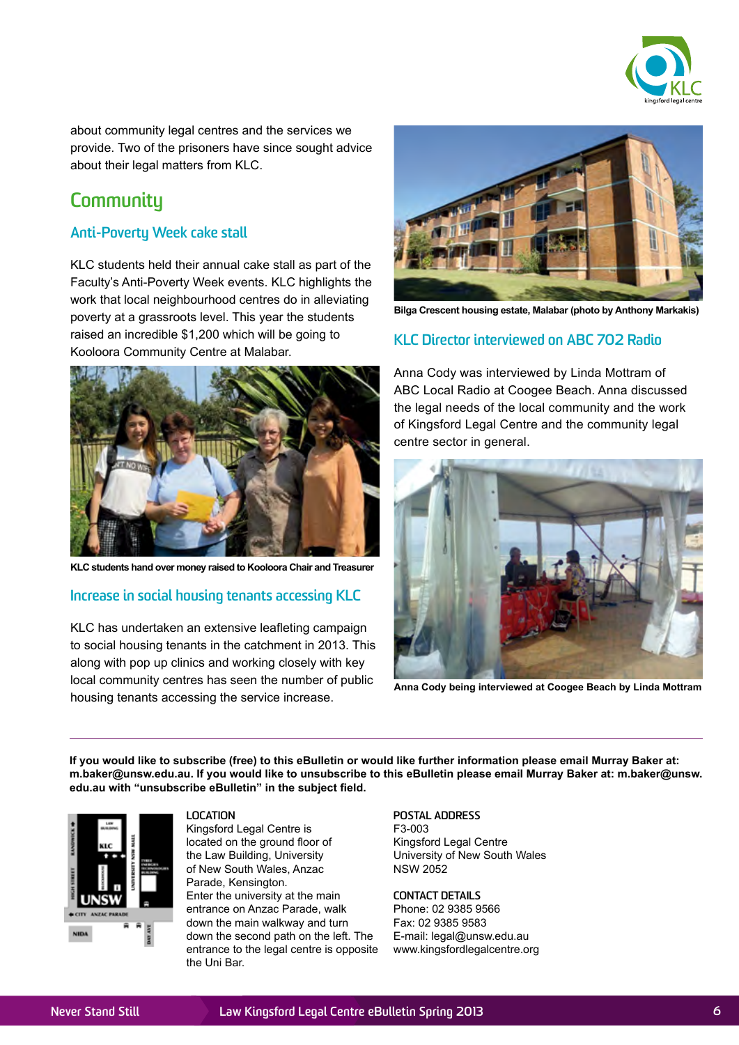about community legal centres and the services we provide. Two of the prisoners have since sought advice about their legal matters from KLC.

## Community

### Anti-Poverty Week cake stall

KLC students held their annual cake stall as part of the Faculty's Anti-Poverty Week events. KLC highlights the work that local neighbourhood centres do in alleviating poverty at a grassroots level. This year the students raised an incredible $1,200 which will be going to Kooloora Community Centre at Malabar.

**KLC students hand over money raised to Kooloora Chair and Treasurer**

### Increase in social housing tenants accessing KLC

KLC has undertaken an extensive leafleting campaign to social housing tenants in the catchment in 2013. This along with pop up clinics and working closely with key local community centres has seen the number of public housing tenants accessing the service increase.

**Bilga Crescent housing estate, Malabar (photo by Anthony Markakis)**

### KLC Director interviewed on ABC 702 Radio

Anna Cody was interviewed by Linda Mottram of ABC Local Radio at Coogee Beach. Anna discussed the legal needs of the local community and the work of Kingsford Legal Centre and the community legal centre sector in general.

**Anna Cody being interviewed at Coogee Beach by Linda Mottram**

---

**If you would like to subscribe (free) to this eBulletin or would like further information please email Murray Baker at: m.baker@unsw.edu.au. If you would like to unsubscribe to this eBulletin please email Murray Baker at: m.baker@unsw.edu.au with "unsubscribe eBulletin" in the subject field.**

**LOCATION**
Kingsford Legal Centre is located on the ground floor of the Law Building, University of New South Wales, Anzac Parade, Kensington.
Enter the university at the main entrance on Anzac Parade, walk down the main walkway and turn down the second path on the left. The entrance to the legal centre is opposite the Uni Bar.

**POSTAL ADDRESS**
F3-003
Kingsford Legal Centre
University of New South Wales
NSW 2052

**CONTACT DETAILS**
Phone: 02 9385 9566
Fax: 02 9385 9583
E-mail: legal@unsw.edu.au
www.kingsfordlegalcentre.org